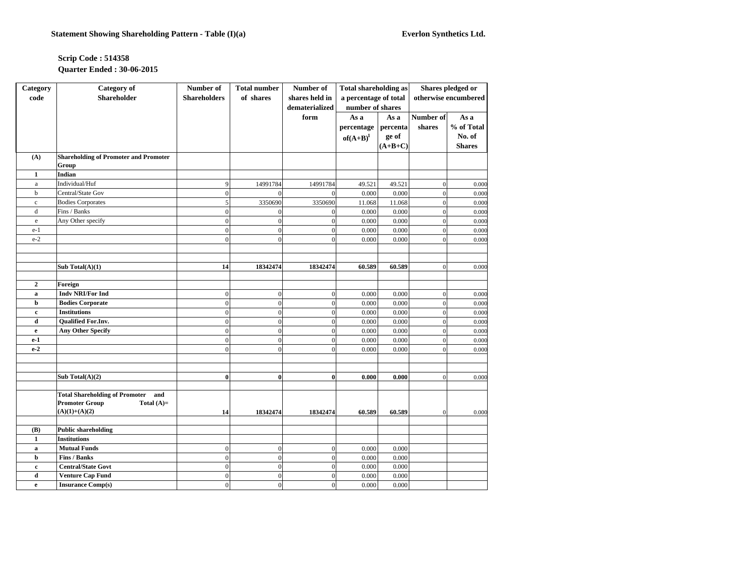**Statement Showing Shareholding Pattern - Table (I)(a)** **Everlon Synthetics Ltd.**

**Scrip Code : 514358**
**Quarter Ended : 30-06-2015**

| Category code | Category of Shareholder | Number of Shareholders | Total number of shares | Number of shares held in dematerialized form | Total shareholding as a percentage of total number of shares | | Shares pledged or otherwise encumbered | |
|---|---|---|---|---|---|---|---|---|
| | | | | | As a percentage of(A+B)[1] | As a percentage of (A+B+C) | Number of shares | As a % of Total No. of Shares |
| **(A)** | **Shareholding of Promoter and Promoter Group** | | | | | | | |
| **1** | **Indian** | | | | | | | |
| a | Individual/Huf | 9 | 14991784 | 14991784 | 49.521 | 49.521 | 0 | 0.000 |
| b | Central/State Gov | 0 | 0 | 0 | 0.000 | 0.000 | 0 | 0.000 |
| c | Bodies Corporates | 5 | 3350690 | 3350690 | 11.068 | 11.068 | 0 | 0.000 |
| d | Fins / Banks | 0 | 0 | 0 | 0.000 | 0.000 | 0 | 0.000 |
| e | Any Other specify | 0 | 0 | 0 | 0.000 | 0.000 | 0 | 0.000 |
| e-1 | | 0 | 0 | 0 | 0.000 | 0.000 | 0 | 0.000 |
| e-2 | | 0 | 0 | 0 | 0.000 | 0.000 | 0 | 0.000 |
| | | | | | | | | |
| | | | | | | | | |
| | **Sub Total(A)(1)** | **14** | **18342474** | **18342474** | **60.589** | **60.589** | 0 | 0.000 |
| | | | | | | | | |
| **2** | **Foreign** | | | | | | | |
| **a** | **Indv NRI/For Ind** | 0 | 0 | 0 | 0.000 | 0.000 | 0 | 0.000 |
| **b** | **Bodies Corporate** | 0 | 0 | 0 | 0.000 | 0.000 | 0 | 0.000 |
| **c** | **Institutions** | 0 | 0 | 0 | 0.000 | 0.000 | 0 | 0.000 |
| **d** | **Qualified For.Inv.** | 0 | 0 | 0 | 0.000 | 0.000 | 0 | 0.000 |
| **e** | **Any Other Specify** | 0 | 0 | 0 | 0.000 | 0.000 | 0 | 0.000 |
| **e-1** | | 0 | 0 | 0 | 0.000 | 0.000 | 0 | 0.000 |
| **e-2** | | 0 | 0 | 0 | 0.000 | 0.000 | 0 | 0.000 |
| | | | | | | | | |
| | | | | | | | | |
| | **Sub Total(A)(2)** | **0** | **0** | **0** | **0.000** | **0.000** | 0 | 0.000 |
| | | | | | | | | |
| | **Total Shareholding of Promoter and Promoter Group Total (A)= (A)(1)+(A)(2)** | **14** | **18342474** | **18342474** | **60.589** | **60.589** | 0 | 0.000 |
| | | | | | | | | |
| **(B)** | **Public shareholding** | | | | | | | |
| **1** | **Institutions** | | | | | | | |
| **a** | **Mutual Funds** | 0 | 0 | 0 | 0.000 | 0.000 | | |
| **b** | **Fins / Banks** | 0 | 0 | 0 | 0.000 | 0.000 | | |
| **c** | **Central/State Govt** | 0 | 0 | 0 | 0.000 | 0.000 | | |
| **d** | **Venture Cap Fund** | 0 | 0 | 0 | 0.000 | 0.000 | | |
| **e** | **Insurance Comp(s)** | 0 | 0 | 0 | 0.000 | 0.000 | | |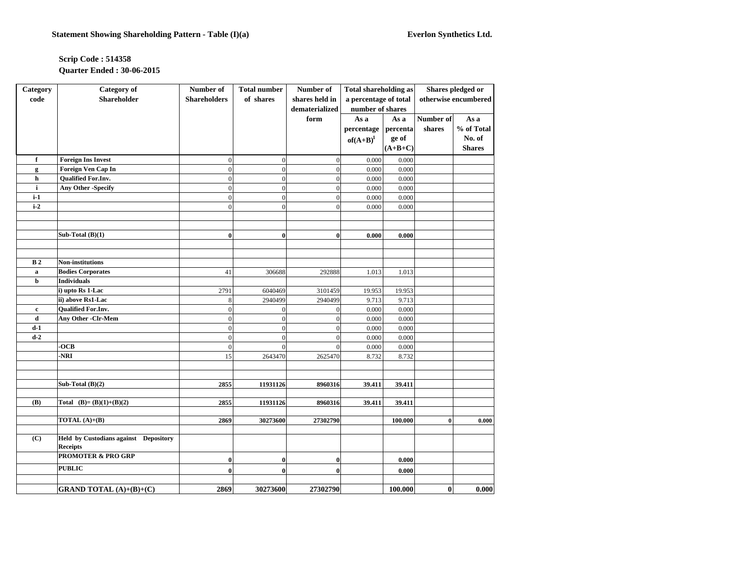**Statement Showing Shareholding Pattern - Table (I)(a)**

**Everlon Synthetics Ltd.**

**Scrip Code : 514358**

**Quarter Ended : 30-06-2015**

| Category code | Category of Shareholder | Number of Shareholders | Total number of shares | Number of shares held in dematerialized form | Total shareholding as a percentage of total number of shares | | Shares pledged or otherwise encumbered | |
|---|---|---|---|---|---|---|---|---|
| | | | | | As a percentage of(A+B)[1] | As a percentage of (A+B+C) | Number of shares | As a % of Total No. of Shares |
| f | Foreign Ins Invest | 0 | 0 | 0 | 0.000 | 0.000 | | |
| g | Foreign Ven Cap In | 0 | 0 | 0 | 0.000 | 0.000 | | |
| h | Qualified For.Inv. | 0 | 0 | 0 | 0.000 | 0.000 | | |
| i | Any Other -Specify | 0 | 0 | 0 | 0.000 | 0.000 | | |
| i-1 | | 0 | 0 | 0 | 0.000 | 0.000 | | |
| i-2 | | 0 | 0 | 0 | 0.000 | 0.000 | | |
| | | | | | | | | |
| | | | | | | | | |
| | **Sub-Total (B)(1)** | **0** | **0** | **0** | **0.000** | **0.000** | | |
| | | | | | | | | |
| | | | | | | | | |
| **B 2** | **Non-institutions** | | | | | | | |
| a | Bodies Corporates | 41 | 306688 | 292888 | 1.013 | 1.013 | | |
| b | Individuals | | | | | | | |
| | i) upto Rs 1-Lac | 2791 | 6040469 | 3101459 | 19.953 | 19.953 | | |
| | ii) above Rs1-Lac | 8 | 2940499 | 2940499 | 9.713 | 9.713 | | |
| c | Qualified For.Inv. | 0 | 0 | 0 | 0.000 | 0.000 | | |
| d | Any Other -Clr-Mem | 0 | 0 | 0 | 0.000 | 0.000 | | |
| d-1 | | 0 | 0 | 0 | 0.000 | 0.000 | | |
| d-2 | | 0 | 0 | 0 | 0.000 | 0.000 | | |
| | -OCB | 0 | 0 | 0 | 0.000 | 0.000 | | |
| | -NRI | 15 | 2643470 | 2625470 | 8.732 | 8.732 | | |
| | | | | | | | | |
| | | | | | | | | |
| | **Sub-Total (B)(2)** | **2855** | **11931126** | **8960316** | **39.411** | **39.411** | | |
| | | | | | | | | |
| **(B)** | **Total (B)= (B)(1)+(B)(2)** | **2855** | **11931126** | **8960316** | **39.411** | **39.411** | | |
| | | | | | | | | |
| | **TOTAL (A)+(B)** | **2869** | **30273600** | **27302790** | | **100.000** | **0** | **0.000** |
| | | | | | | | | |
| **(C)** | **Held by Custodians against Depository Receipts** | | | | | | | |
| | **PROMOTER & PRO GRP** | **0** | **0** | **0** | | **0.000** | | |
| | **PUBLIC** | **0** | **0** | **0** | | **0.000** | | |
| | | | | | | | | |
| | **GRAND TOTAL (A)+(B)+(C)** | **2869** | **30273600** | **27302790** | | **100.000** | **0** | **0.000** |